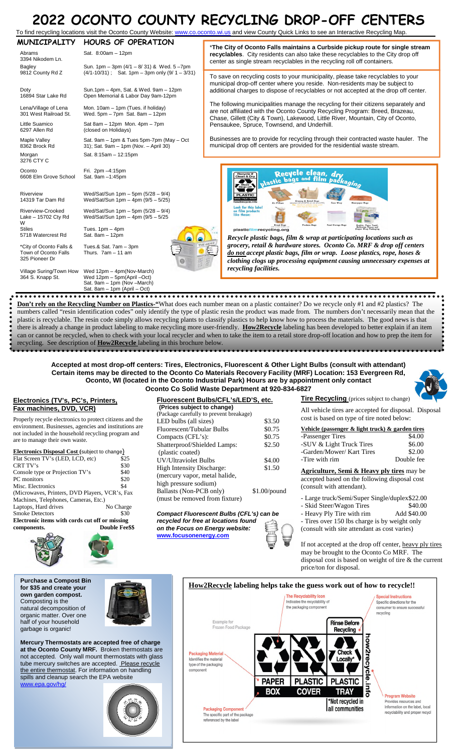# 2022 OCONTO COUNTY RECYCLING DROP-OFF CENTERS

To find recycling locations visit the Oconto County Website: www.co.oconto.wi.us and view County Quick Links to see an Interactive Recycling Map.

| MUNICIPALITY | HOURS OF OPERATION |
|---|---|
| Abrams<br>3394 Nikodem Ln. | Sat. 8:00am – 12pm |
| Bagley<br>9812 County Rd Z | Sun. 1pm – 3pm (4/1 – 8/ 31) & Wed. 5 –7pm (4/1-10/31); Sat. 1pm – 3pm only (9/ 1 – 3/31) |
| Doty<br>16894 Star Lake Rd | Sun.1pm – 4pm, Sat. & Wed. 9am – 12pm<br>Open Memorial & Labor Day 9am-12pm |
| Lena/Village of Lena<br>301 West Railroad St. | Mon. 10am – 1pm (Tues. if holiday)<br>Wed. 5pm – 7pm Sat. 8am – 12pm |
| Little Suamico<br>6297 Allen Rd | Sat 8am – 12pm Mon. 4pm – 7pm<br>(closed on Holidays) |
| Maple Valley<br>8362 Brock Rd | Sat. 9am – 1pm & Tues 5pm-7pm (May – Oct 31); Sat. 9am – 1pm (Nov. – April 30) |
| Morgan<br>3276 CTY C | Sat. 8:15am – 12:15pm |
| Oconto<br>6608 Elm Grove School | Fri. 2pm –4:15pm<br>Sat. 9am –1:45pm |
| Riverview<br>14319 Tar Dam Rd | Wed/Sat/Sun 1pm – 5pm (5/28 – 9/4)<br>Wed/Sat/Sun 1pm – 4pm (9/5 – 5/25) |
| Riverview-Crooked Lake – 15702 Cty Rd W | Wed/Sat/Sun 1pm – 5pm (5/28 – 9/4)<br>Wed/Sat/Sun 1pm – 4pm (9/5 – 5/25 |
| Stiles<br>5718 Watercrest Rd | Tues. 1pm – 4pm<br>Sat. 8am – 12pm |
| *City of Oconto Falls & Town of Oconto Falls<br>325 Pioneer Dr | Tues.& Sat. 7am – 3pm<br>Thurs. 7am – 11 am |
| Village Suring/Town How<br>364 S. Knapp St. | Wed 12pm – 4pm(Nov-March)<br>Wed 12pm – 5pm(April –Oct)<br>Sat. 9am – 1pm (Nov –March)<br>Sat. 8am – 1pm (April – Oct) |

***The City of Oconto Falls maintains a Curbside pickup route for single stream recyclables**. City residents can also take these recyclables to the City drop off center as single stream recyclables in the recycling roll off containers.

To save on recycling costs to your municipality, please take recyclables to your municipal drop-off center where you reside. Non-residents may be subject to additional charges to dispose of recyclables or not accepted at the drop off center.

The following municipalities manage the recycling for their citizens separately and are not affiliated with the Oconto County Recycling Program: Breed, Brazeau, Chase, Gillett (City & Town), Lakewood, Little River, Mountain, City of Oconto, Pensaukee, Spruce, Townsend, and Underhill.

Businesses are to provide for recycling through their contracted waste hauler. The municipal drop off centers are provided for the residential waste stream.

Recycle clean, dry plastic bags and film packaging

plasticfilmrecycling.org

*Recycle plastic bags, film & wrap at participating locations such as grocery, retail & hardware stores. Oconto Co. MRF & drop off centers __do not__ accept plastic bags, film or wrap. Loose plastics, rope, hoses & clothing clogs up processing equipment causing unnecessary expenses at recycling facilities.*

**Don't rely on the Recycling Number on Plastics-"**What does each number mean on a plastic container? Do we recycle only #1 and #2 plastics? The numbers called "resin identification codes" only identify the type of plastic resin the product was made from. The numbers don't necessarily mean that the plastic is recyclable. The resin code simply allows recycling plants to classify plastics to help know how to process the materials. The good news is that there is already a change in product labeling to make recycling more user-friendly. **How2Recycle** labeling has been developed to better explain if an item can or cannot be recycled, when to check with your local recycler and when to take the item to a retail store drop-off location and how to prep the item for recycling. See description of **How2Recycle** labeling in this brochure below.

**Accepted at most drop-off centers: Tires, Electronics, Fluorescent & Other Light Bulbs (consult with attendant) Certain items may be directed to the Oconto Co Materials Recovery Facility (MRF) Location: 153 Evergreen Rd, Oconto, WI (located in the Oconto Industrial Park) Hours are by appointment only contact Oconto Co Solid Waste Department at 920-834-6827**

## Electronics (TV's, PC's, Printers, Fax machines, DVD, VCR)

Properly recycle electronics to protect citizens and the environment. Businesses, agencies and institutions are not included in the household recycling program and are to manage their own waste.

**Electronics Disposal Cost** (subject to change)

| Item | Cost |
|---|---|
| Flat Screen TV's (LED, LCD, etc) | $25 |
| CRT TV's | $30 |
| Console type or Projection TV's | $40 |
| PC monitors | $20 |
| Misc. Electronics<br>(Microwaves, Printers, DVD Players, VCR's, Fax Machines, Telephones, Cameras, Etc.) | $4 |
| Laptops, Hard drives | No Charge |
| Smoke Detectors | $30 |
| **Electronic items with cords cut off or missing components.** | **Double Fee$$** |

## Fluorescent Bulbs/CFL's/LED'S, etc.

**(Prices subject to change)**
(Package carefully to prevent breakage)

| Item | Cost |
|---|---|
| LED bulbs (all sizes) | $3.50 |
| Fluorescent/Tubular Bulbs | $0.75 |
| Compacts (CFL's): | $0.75 |
| Shatterproof/Shielded Lamps: (plastic coated) | $2.50 |
| UV/Ultraviolet Bulbs | $4.00 |
| High Intensity Discharge: (mercury vapor, metal halide, high pressure sodium) | $1.50 |
| Ballasts (Non-PCB only) (must be removed from fixture) | $1.00/pound |

***Compact Fluorescent Bulbs (CFL's) can be recycled for free at locations found on the Focus on Energy website: www.focusonenergy.com***

## Tire Recycling (prices subject to change)

All vehicle tires are accepted for disposal. Disposal cost is based on type of tire noted below:

**Vehicle (passenger & light truck) & garden tires**

| Item | Cost |
|---|---|
| -Passenger Tires | $4.00 |
| -SUV & Light Truck Tires | $6.00 |
| -Garden/Mower/ Kart Tires | $2.00 |
| -Tire with rim | Double fee |

**Agriculture, Semi & Heavy ply tires** may be accepted based on the following disposal cost (consult with attendant).

- Large truck/Semi/Super Single/duplex $22.00
- Skid Steer/Wagon Tires $40.00
- Heavy Ply Tire with rim Add $40.00
- Tires over 150 lbs charge is by weight only (consult with site attendant as cost varies)

If not accepted at the drop off center, heavy ply tires may be brought to the Oconto Co MRF. The disposal cost is based on weight of tire & the current price/ton for disposal.

**Purchase a Compost Bin for $35 and create your own garden compost.** Composting is the natural decomposition of organic matter. Over one half of your household garbage is organic!

**Mercury Thermostats are accepted free of charge at the Oconto County MRF.** Broken thermostats are not accepted. Only wall mount thermostats with glass tube mercury switches are accepted. Please recycle the entire thermostat. For information on handling spills and cleanup search the EPA website www.epa.gov/hg/

## How2Recycle labeling helps take the guess work out of how to recycle!!

- **The Recyclability Icon** – Indicates the recyclability of the packaging component
- **Special Instructions** – Specific directions for the consumer to ensure successful recycling
- **Packaging Material** – Identifies the material type of the packaging component
- **Packaging Component** – The specific part of the package referenced by the label
- **Program Website** – Provides resources and information on the label, local recyclability and proper recycl

Example for Frozen Food Package: PAPER BOX; PLASTIC COVER; Rinse Before Recycling – Check Locally* – PLASTIC TRAY; *Not recycled in all communities; how2recycle.info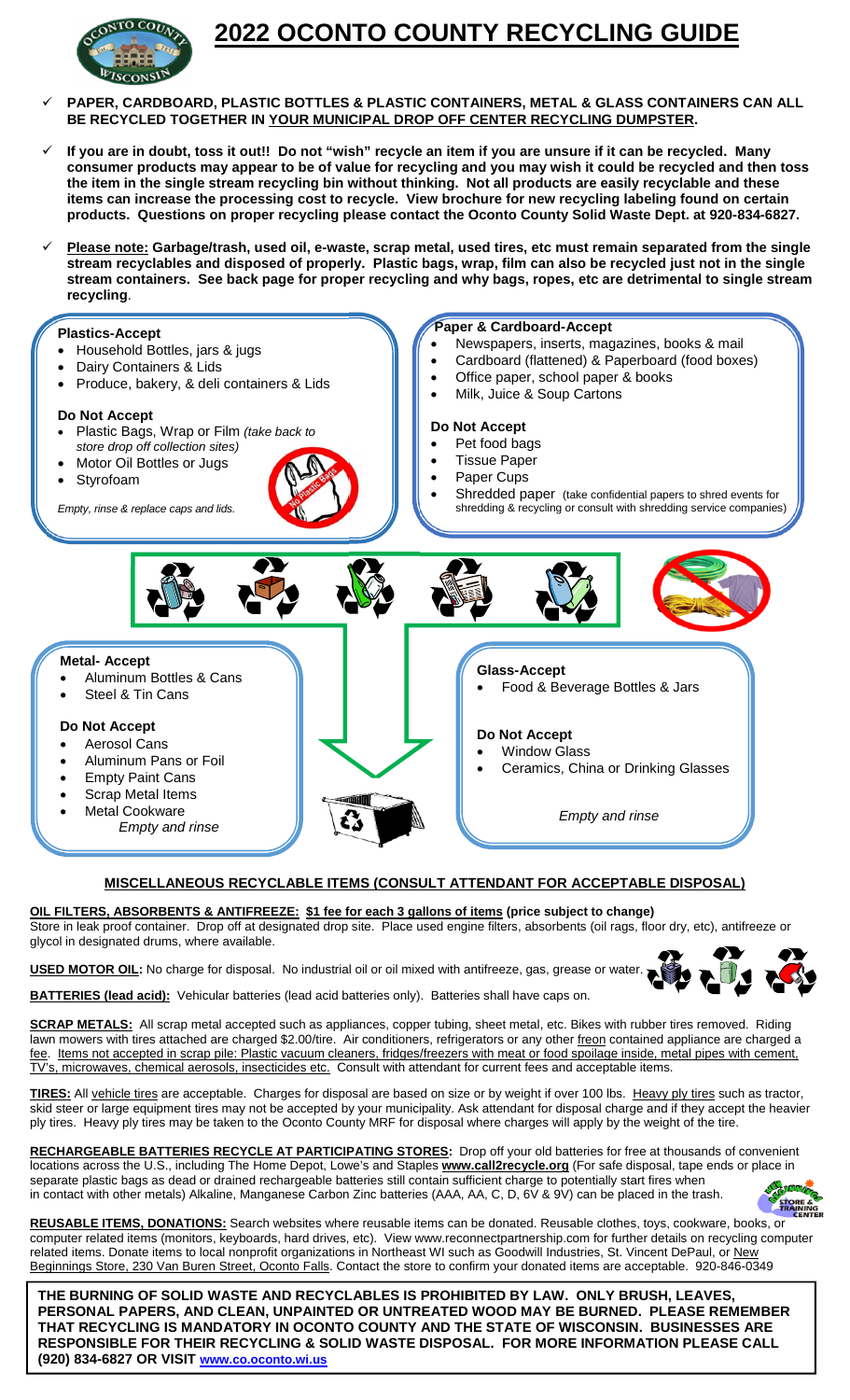# 2022 OCONTO COUNTY RECYCLING GUIDE

- **PAPER, CARDBOARD, PLASTIC BOTTLES & PLASTIC CONTAINERS, METAL & GLASS CONTAINERS CAN ALL BE RECYCLED TOGETHER IN YOUR MUNICIPAL DROP OFF CENTER RECYCLING DUMPSTER.**
- **If you are in doubt, toss it out!! Do not "wish" recycle an item if you are unsure if it can be recycled. Many consumer products may appear to be of value for recycling and you may wish it could be recycled and then toss the item in the single stream recycling bin without thinking. Not all products are easily recyclable and these items can increase the processing cost to recycle. View brochure for new recycling labeling found on certain products. Questions on proper recycling please contact the Oconto County Solid Waste Dept. at 920-834-6827.**
- **Please note: Garbage/trash, used oil, e-waste, scrap metal, used tires, etc must remain separated from the single stream recyclables and disposed of properly. Plastic bags, wrap, film can also be recycled just not in the single stream containers. See back page for proper recycling and why bags, ropes, etc are detrimental to single stream recycling.**

### Plastics-Accept
- Household Bottles, jars & jugs
- Dairy Containers & Lids
- Produce, bakery, & deli containers & Lids

### Do Not Accept
- Plastic Bags, Wrap or Film *(take back to store drop off collection sites)*
- Motor Oil Bottles or Jugs
- Styrofoam

*Empty, rinse & replace caps and lids.*

### Paper & Cardboard-Accept
- Newspapers, inserts, magazines, books & mail
- Cardboard (flattened) & Paperboard (food boxes)
- Office paper, school paper & books
- Milk, Juice & Soup Cartons

### Do Not Accept
- Pet food bags
- Tissue Paper
- Paper Cups
- Shredded paper (take confidential papers to shred events for shredding & recycling or consult with shredding service companies)

### Metal- Accept
- Aluminum Bottles & Cans
- Steel & Tin Cans

### Do Not Accept
- Aerosol Cans
- Aluminum Pans or Foil
- Empty Paint Cans
- Scrap Metal Items
- Metal Cookware

*Empty and rinse*

### Glass-Accept
- Food & Beverage Bottles & Jars

### Do Not Accept
- Window Glass
- Ceramics, China or Drinking Glasses

*Empty and rinse*

## MISCELLANEOUS RECYCLABLE ITEMS (CONSULT ATTENDANT FOR ACCEPTABLE DISPOSAL)

**OIL FILTERS, ABSORBENTS & ANTIFREEZE: $1 fee for each 3 gallons of items (price subject to change)**
Store in leak proof container. Drop off at designated drop site. Place used engine filters, absorbents (oil rags, floor dry, etc), antifreeze or glycol in designated drums, where available.

**USED MOTOR OIL:** No charge for disposal. No industrial oil or oil mixed with antifreeze, gas, grease or water.

**BATTERIES (lead acid):** Vehicular batteries (lead acid batteries only). Batteries shall have caps on.

**SCRAP METALS:** All scrap metal accepted such as appliances, copper tubing, sheet metal, etc. Bikes with rubber tires removed. Riding lawn mowers with tires attached are charged $2.00/tire. Air conditioners, refrigerators or any other freon contained appliance are charged a fee. Items not accepted in scrap pile: Plastic vacuum cleaners, fridges/freezers with meat or food spoilage inside, metal pipes with cement, TV's, microwaves, chemical aerosols, insecticides etc. Consult with attendant for current fees and acceptable items.

**TIRES:** All vehicle tires are acceptable. Charges for disposal are based on size or by weight if over 100 lbs. Heavy ply tires such as tractor, skid steer or large equipment tires may not be accepted by your municipality. Ask attendant for disposal charge and if they accept the heavier ply tires. Heavy ply tires may be taken to the Oconto County MRF for disposal where charges will apply by the weight of the tire.

**RECHARGEABLE BATTERIES RECYCLE AT PARTICIPATING STORES:** Drop off your old batteries for free at thousands of convenient locations across the U.S., including The Home Depot, Lowe's and Staples **www.call2recycle.org** (For safe disposal, tape ends or place in separate plastic bags as dead or drained rechargeable batteries still contain sufficient charge to potentially start fires when in contact with other metals) Alkaline, Manganese Carbon Zinc batteries (AAA, AA, C, D, 6V & 9V) can be placed in the trash.

**REUSABLE ITEMS, DONATIONS:** Search websites where reusable items can be donated. Reusable clothes, toys, cookware, books, or computer related items (monitors, keyboards, hard drives, etc). View www.reconnectpartnership.com for further details on recycling computer related items. Donate items to local nonprofit organizations in Northeast WI such as Goodwill Industries, St. Vincent DePaul, or New Beginnings Store, 230 Van Buren Street, Oconto Falls. Contact the store to confirm your donated items are acceptable. 920-846-0349

**THE BURNING OF SOLID WASTE AND RECYCLABLES IS PROHIBITED BY LAW. ONLY BRUSH, LEAVES, PERSONAL PAPERS, AND CLEAN, UNPAINTED OR UNTREATED WOOD MAY BE BURNED. PLEASE REMEMBER THAT RECYCLING IS MANDATORY IN OCONTO COUNTY AND THE STATE OF WISCONSIN. BUSINESSES ARE RESPONSIBLE FOR THEIR RECYCLING & SOLID WASTE DISPOSAL. FOR MORE INFORMATION PLEASE CALL (920) 834-6827 OR VISIT www.co.oconto.wi.us**